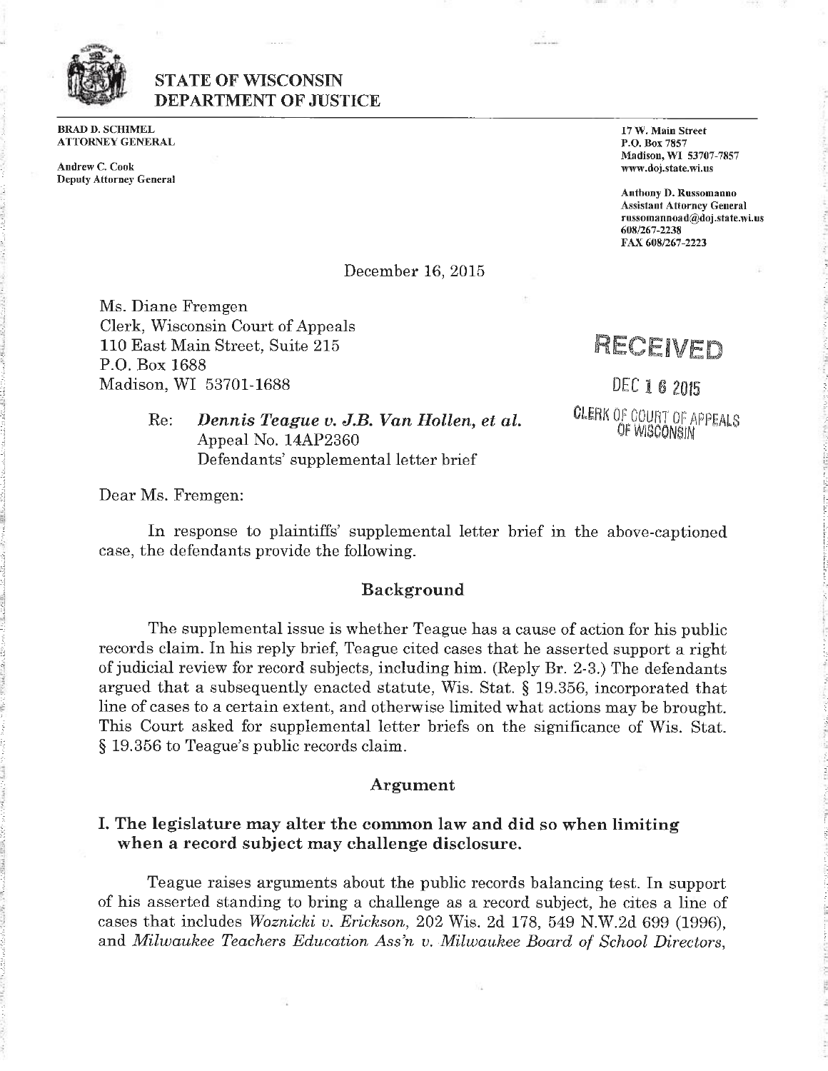# STATE OF WISCONSIN DEPARTMENT OF JUSTICE

**BRAD D. SCHIMEL**
**ATTORNEY GENERAL**

Andrew C. Cook
Deputy Attorney General

17 W. Main Street
P.O. Box 7857
Madison, WI 53707-7857
www.doj.state.wi.us

Anthony D. Russomanno
Assistant Attorney General
russomannoad@doj.state.wi.us
608/267-2238
FAX 608/267-2223

December 16, 2015

Ms. Diane Fremgen
Clerk, Wisconsin Court of Appeals
110 East Main Street, Suite 215
P.O. Box 1688
Madison, WI 53701-1688

RECEIVED
DEC 16 2015
CLERK OF COURT OF APPEALS OF WISCONSIN

Re: ***Dennis Teague v. J.B. Van Hollen, et al.***
Appeal No. 14AP2360
Defendants' supplemental letter brief

Dear Ms. Fremgen:

In response to plaintiffs' supplemental letter brief in the above-captioned case, the defendants provide the following.

## Background

The supplemental issue is whether Teague has a cause of action for his public records claim. In his reply brief, Teague cited cases that he asserted support a right of judicial review for record subjects, including him. (Reply Br. 2-3.) The defendants argued that a subsequently enacted statute, Wis. Stat. § 19.356, incorporated that line of cases to a certain extent, and otherwise limited what actions may be brought. This Court asked for supplemental letter briefs on the significance of Wis. Stat. § 19.356 to Teague's public records claim.

## Argument

### I. The legislature may alter the common law and did so when limiting when a record subject may challenge disclosure.

Teague raises arguments about the public records balancing test. In support of his asserted standing to bring a challenge as a record subject, he cites a line of cases that includes *Woznicki v. Erickson*, 202 Wis. 2d 178, 549 N.W.2d 699 (1996), and *Milwaukee Teachers Education Ass'n v. Milwaukee Board of School Directors*,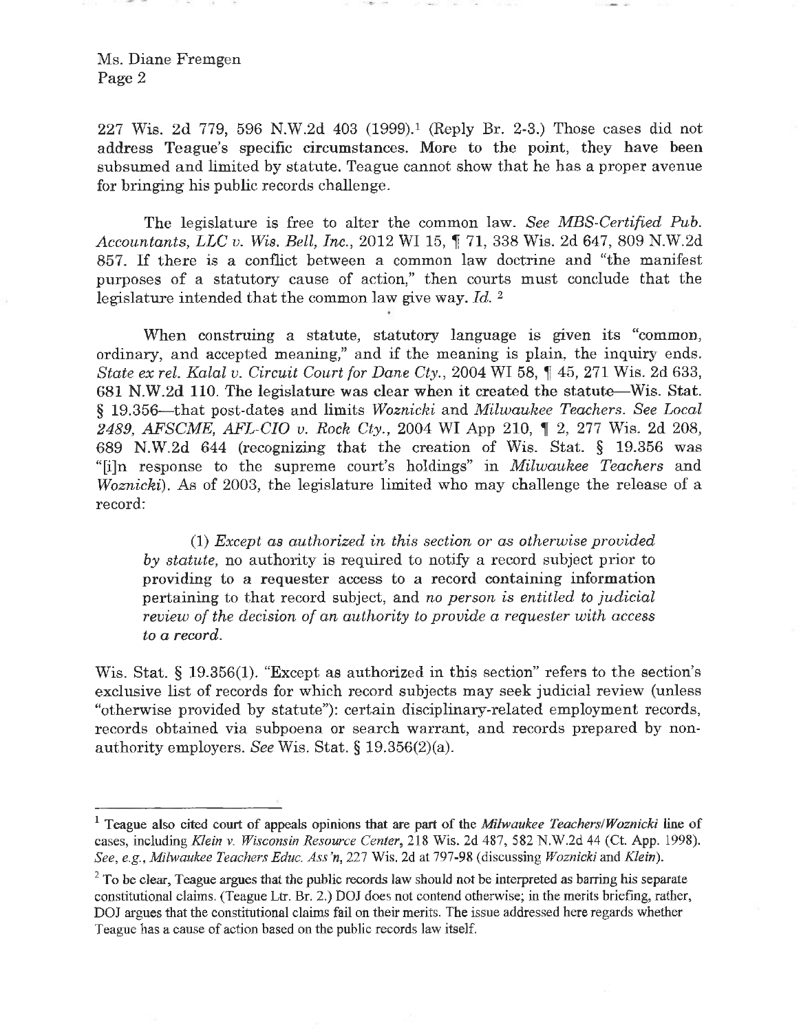227 Wis. 2d 779, 596 N.W.2d 403 (1999).[1] (Reply Br. 2-3.) Those cases did not address Teague's specific circumstances. More to the point, they have been subsumed and limited by statute. Teague cannot show that he has a proper avenue for bringing his public records challenge.

The legislature is free to alter the common law. *See MBS-Certified Pub. Accountants, LLC v. Wis. Bell, Inc.*, 2012 WI 15, ¶ 71, 338 Wis. 2d 647, 809 N.W.2d 857. If there is a conflict between a common law doctrine and "the manifest purposes of a statutory cause of action," then courts must conclude that the legislature intended that the common law give way. *Id.* [2]

When construing a statute, statutory language is given its "common, ordinary, and accepted meaning," and if the meaning is plain, the inquiry ends. *State ex rel. Kalal v. Circuit Court for Dane Cty.*, 2004 WI 58, ¶ 45, 271 Wis. 2d 633, 681 N.W.2d 110. The legislature was clear when it created the statute—Wis. Stat. § 19.356—that post-dates and limits *Woznicki* and *Milwaukee Teachers*. *See Local 2489, AFSCME, AFL-CIO v. Rock Cty.*, 2004 WI App 210, ¶ 2, 277 Wis. 2d 208, 689 N.W.2d 644 (recognizing that the creation of Wis. Stat. § 19.356 was "[i]n response to the supreme court's holdings" in *Milwaukee Teachers* and *Woznicki*). As of 2003, the legislature limited who may challenge the release of a record:

> (1) *Except as authorized in this section or as otherwise provided by statute,* no authority is required to notify a record subject prior to providing to a requester access to a record containing information pertaining to that record subject, and *no person is entitled to judicial review of the decision of an authority to provide a requester with access to a record.*

Wis. Stat. § 19.356(1). "Except as authorized in this section" refers to the section's exclusive list of records for which record subjects may seek judicial review (unless "otherwise provided by statute"): certain disciplinary-related employment records, records obtained via subpoena or search warrant, and records prepared by non-authority employers. *See* Wis. Stat. § 19.356(2)(a).

---

[1] Teague also cited court of appeals opinions that are part of the *Milwaukee Teachers/Woznicki* line of cases, including *Klein v. Wisconsin Resource Center*, 218 Wis. 2d 487, 582 N.W.2d 44 (Ct. App. 1998). *See, e.g., Milwaukee Teachers Educ. Ass'n*, 227 Wis. 2d at 797-98 (discussing *Woznicki* and *Klein*).

[2] To be clear, Teague argues that the public records law should not be interpreted as barring his separate constitutional claims. (Teague Ltr. Br. 2.) DOJ does not contend otherwise; in the merits briefing, rather, DOJ argues that the constitutional claims fail on their merits. The issue addressed here regards whether Teague has a cause of action based on the public records law itself.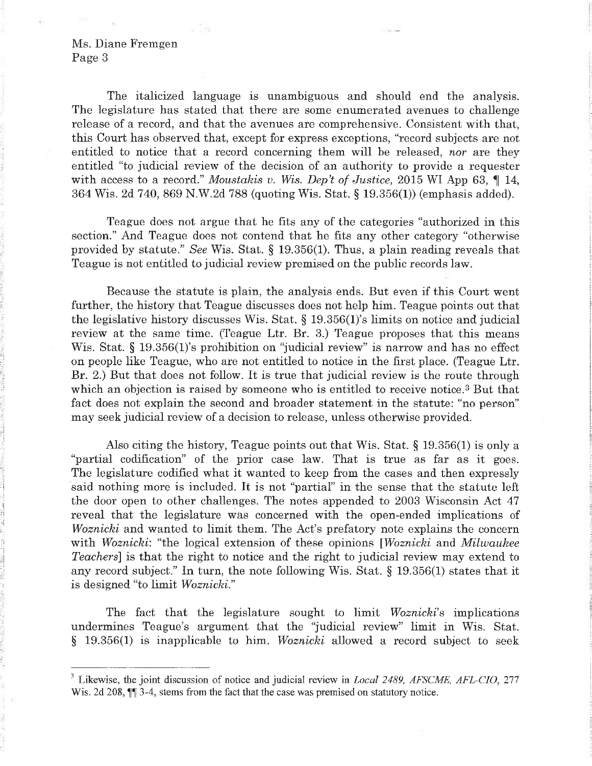The italicized language is unambiguous and should end the analysis. The legislature has stated that there are some enumerated avenues to challenge release of a record, and that the avenues are comprehensive. Consistent with that, this Court has observed that, except for express exceptions, "record subjects are not entitled to notice that a record concerning them will be released, *nor* are they entitled "to judicial review of the decision of an authority to provide a requester with access to a record." *Moustakis v. Wis. Dep't of Justice*, 2015 WI App 63, ¶ 14, 364 Wis. 2d 740, 869 N.W.2d 788 (quoting Wis. Stat. § 19.356(1)) (emphasis added).

Teague does not argue that he fits any of the categories "authorized in this section." And Teague does not contend that he fits any other category "otherwise provided by statute." *See* Wis. Stat. § 19.356(1). Thus, a plain reading reveals that Teague is not entitled to judicial review premised on the public records law.

Because the statute is plain, the analysis ends. But even if this Court went further, the history that Teague discusses does not help him. Teague points out that the legislative history discusses Wis. Stat. § 19.356(1)'s limits on notice and judicial review at the same time. (Teague Ltr. Br. 3.) Teague proposes that this means Wis. Stat. § 19.356(1)'s prohibition on "judicial review" is narrow and has no effect on people like Teague, who are not entitled to notice in the first place. (Teague Ltr. Br. 2.) But that does not follow. It is true that judicial review is the route through which an objection is raised by someone who is entitled to receive notice.[3] But that fact does not explain the second and broader statement in the statute: "no person" may seek judicial review of a decision to release, unless otherwise provided.

Also citing the history, Teague points out that Wis. Stat. § 19.356(1) is only a "partial codification" of the prior case law. That is true as far as it goes. The legislature codified what it wanted to keep from the cases and then expressly said nothing more is included. It is not "partial" in the sense that the statute left the door open to other challenges. The notes appended to 2003 Wisconsin Act 47 reveal that the legislature was concerned with the open-ended implications of *Woznicki* and wanted to limit them. The Act's prefatory note explains the concern with *Woznicki*: "the logical extension of these opinions [*Woznicki* and *Milwaukee Teachers*] is that the right to notice and the right to judicial review may extend to any record subject." In turn, the note following Wis. Stat. § 19.356(1) states that it is designed "to limit *Woznicki*."

The fact that the legislature sought to limit *Woznicki*'s implications undermines Teague's argument that the "judicial review" limit in Wis. Stat. § 19.356(1) is inapplicable to him. *Woznicki* allowed a record subject to seek

---

[3] Likewise, the joint discussion of notice and judicial review in *Local 2489, AFSCME, AFL-CIO*, 277 Wis. 2d 208, ¶¶ 3-4, stems from the fact that the case was premised on statutory notice.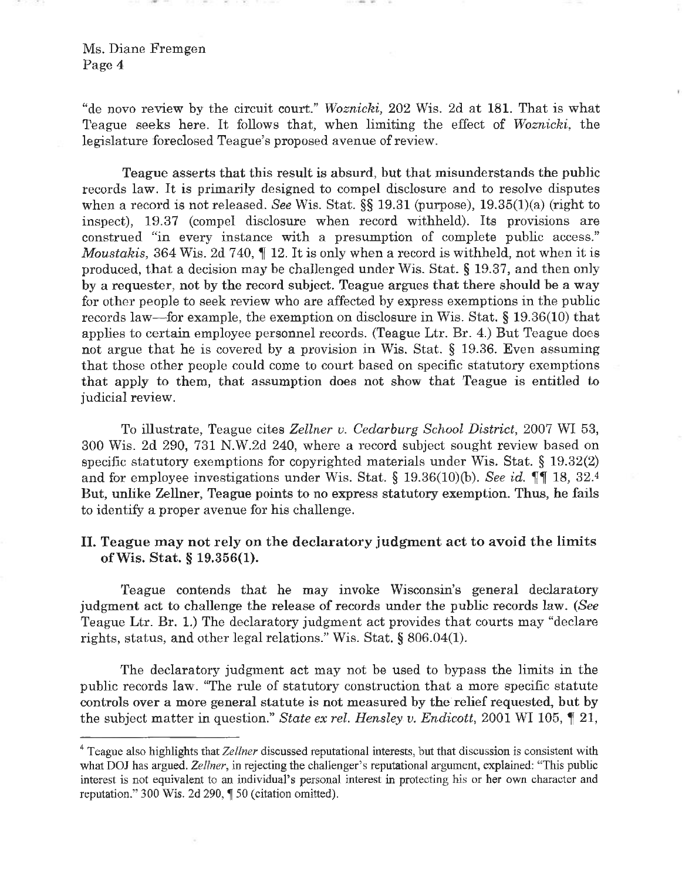"de novo review by the circuit court." *Woznicki*, 202 Wis. 2d at 181. That is what Teague seeks here. It follows that, when limiting the effect of *Woznicki*, the legislature foreclosed Teague's proposed avenue of review.

Teague asserts that this result is absurd, but that misunderstands the public records law. It is primarily designed to compel disclosure and to resolve disputes when a record is not released. *See* Wis. Stat. §§ 19.31 (purpose), 19.35(1)(a) (right to inspect), 19.37 (compel disclosure when record withheld). Its provisions are construed "in every instance with a presumption of complete public access." *Moustakis*, 364 Wis. 2d 740, ¶ 12. It is only when a record is withheld, not when it is produced, that a decision may be challenged under Wis. Stat. § 19.37, and then only by a requester, not by the record subject. Teague argues that there should be a way for other people to seek review who are affected by express exemptions in the public records law—for example, the exemption on disclosure in Wis. Stat. § 19.36(10) that applies to certain employee personnel records. (Teague Ltr. Br. 4.) But Teague does not argue that he is covered by a provision in Wis. Stat. § 19.36. Even assuming that those other people could come to court based on specific statutory exemptions that apply to them, that assumption does not show that Teague is entitled to judicial review.

To illustrate, Teague cites *Zellner v. Cedarburg School District*, 2007 WI 53, 300 Wis. 2d 290, 731 N.W.2d 240, where a record subject sought review based on specific statutory exemptions for copyrighted materials under Wis. Stat. § 19.32(2) and for employee investigations under Wis. Stat. § 19.36(10)(b). *See id.* ¶¶ 18, 32.[4] But, unlike Zellner, Teague points to no express statutory exemption. Thus, he fails to identify a proper avenue for his challenge.

## II. Teague may not rely on the declaratory judgment act to avoid the limits of Wis. Stat. § 19.356(1).

Teague contends that he may invoke Wisconsin's general declaratory judgment act to challenge the release of records under the public records law. (*See* Teague Ltr. Br. 1.) The declaratory judgment act provides that courts may "declare rights, status, and other legal relations." Wis. Stat. § 806.04(1).

The declaratory judgment act may not be used to bypass the limits in the public records law. "The rule of statutory construction that a more specific statute controls over a more general statute is not measured by the relief requested, but by the subject matter in question." *State ex rel. Hensley v. Endicott*, 2001 WI 105, ¶ 21,

---

[4] Teague also highlights that *Zellner* discussed reputational interests, but that discussion is consistent with what DOJ has argued. *Zellner*, in rejecting the challenger's reputational argument, explained: "This public interest is not equivalent to an individual's personal interest in protecting his or her own character and reputation." 300 Wis. 2d 290, ¶ 50 (citation omitted).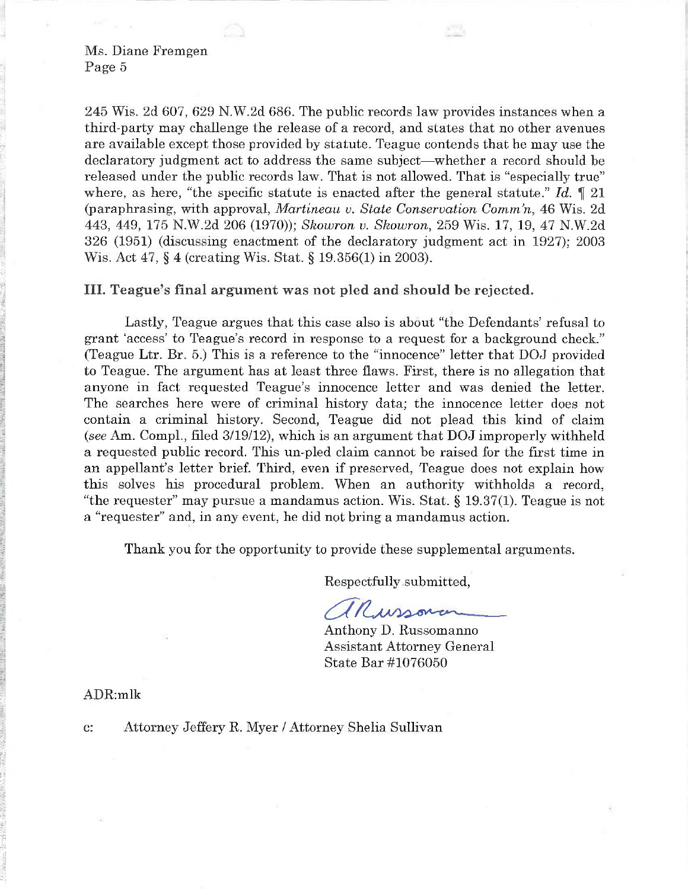Ms. Diane Fremgen

245 Wis. 2d 607, 629 N.W.2d 686. The public records law provides instances when a third-party may challenge the release of a record, and states that no other avenues are available except those provided by statute. Teague contends that he may use the declaratory judgment act to address the same subject—whether a record should be released under the public records law. That is not allowed. That is "especially true" where, as here, "the specific statute is enacted after the general statute." *Id.* ¶ 21 (paraphrasing, with approval, *Martineau v. State Conservation Comm'n*, 46 Wis. 2d 443, 449, 175 N.W.2d 206 (1970)); *Skowron v. Skowron*, 259 Wis. 17, 19, 47 N.W.2d 326 (1951) (discussing enactment of the declaratory judgment act in 1927); 2003 Wis. Act 47, § 4 (creating Wis. Stat. § 19.356(1) in 2003).

**III. Teague's final argument was not pled and should be rejected.**

Lastly, Teague argues that this case also is about "the Defendants' refusal to grant 'access' to Teague's record in response to a request for a background check." (Teague Ltr. Br. 5.) This is a reference to the "innocence" letter that DOJ provided to Teague. The argument has at least three flaws. First, there is no allegation that anyone in fact requested Teague's innocence letter and was denied the letter. The searches here were of criminal history data; the innocence letter does not contain a criminal history. Second, Teague did not plead this kind of claim (*see* Am. Compl., filed 3/19/12), which is an argument that DOJ improperly withheld a requested public record. This un-pled claim cannot be raised for the first time in an appellant's letter brief. Third, even if preserved, Teague does not explain how this solves his procedural problem. When an authority withholds a record, "the requester" may pursue a mandamus action. Wis. Stat. § 19.37(1). Teague is not a "requester" and, in any event, he did not bring a mandamus action.

Thank you for the opportunity to provide these supplemental arguments.

Respectfully submitted,

A Russomanno

Anthony D. Russomanno
Assistant Attorney General
State Bar #1076050

ADR:mlk

c: Attorney Jeffery R. Myer / Attorney Shelia Sullivan